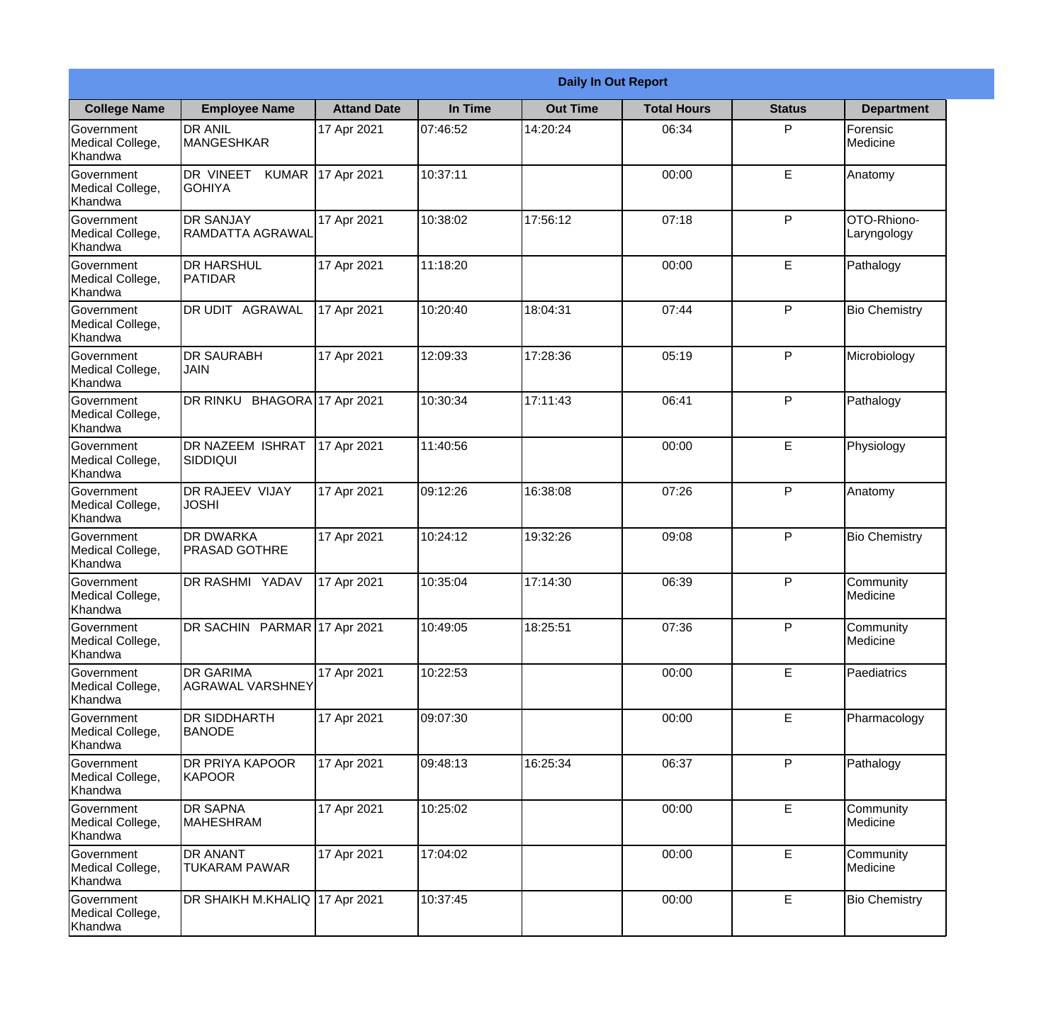## Daily In Out Report

| College Name | Employee Name | Attand Date | In Time | Out Time | Total Hours | Status | Department |
|---|---|---|---|---|---|---|---|
| Government Medical College, Khandwa | DR ANIL MANGESHKAR | 17 Apr 2021 | 07:46:52 | 14:20:24 | 06:34 | P | Forensic Medicine |
| Government Medical College, Khandwa | DR VINEET KUMAR GOHIYA | 17 Apr 2021 | 10:37:11 | | 00:00 | E | Anatomy |
| Government Medical College, Khandwa | DR SANJAY RAMDATTA AGRAWAL | 17 Apr 2021 | 10:38:02 | 17:56:12 | 07:18 | P | OTO-Rhiono-Laryngology |
| Government Medical College, Khandwa | DR HARSHUL PATIDAR | 17 Apr 2021 | 11:18:20 | | 00:00 | E | Pathalogy |
| Government Medical College, Khandwa | DR UDIT AGRAWAL | 17 Apr 2021 | 10:20:40 | 18:04:31 | 07:44 | P | Bio Chemistry |
| Government Medical College, Khandwa | DR SAURABH JAIN | 17 Apr 2021 | 12:09:33 | 17:28:36 | 05:19 | P | Microbiology |
| Government Medical College, Khandwa | DR RINKU BHAGORA | 17 Apr 2021 | 10:30:34 | 17:11:43 | 06:41 | P | Pathalogy |
| Government Medical College, Khandwa | DR NAZEEM ISHRAT SIDDIQUI | 17 Apr 2021 | 11:40:56 | | 00:00 | E | Physiology |
| Government Medical College, Khandwa | DR RAJEEV VIJAY JOSHI | 17 Apr 2021 | 09:12:26 | 16:38:08 | 07:26 | P | Anatomy |
| Government Medical College, Khandwa | DR DWARKA PRASAD GOTHRE | 17 Apr 2021 | 10:24:12 | 19:32:26 | 09:08 | P | Bio Chemistry |
| Government Medical College, Khandwa | DR RASHMI YADAV | 17 Apr 2021 | 10:35:04 | 17:14:30 | 06:39 | P | Community Medicine |
| Government Medical College, Khandwa | DR SACHIN PARMAR | 17 Apr 2021 | 10:49:05 | 18:25:51 | 07:36 | P | Community Medicine |
| Government Medical College, Khandwa | DR GARIMA AGRAWAL VARSHNEY | 17 Apr 2021 | 10:22:53 | | 00:00 | E | Paediatrics |
| Government Medical College, Khandwa | DR SIDDHARTH BANODE | 17 Apr 2021 | 09:07:30 | | 00:00 | E | Pharmacology |
| Government Medical College, Khandwa | DR PRIYA KAPOOR KAPOOR | 17 Apr 2021 | 09:48:13 | 16:25:34 | 06:37 | P | Pathalogy |
| Government Medical College, Khandwa | DR SAPNA MAHESHRAM | 17 Apr 2021 | 10:25:02 | | 00:00 | E | Community Medicine |
| Government Medical College, Khandwa | DR ANANT TUKARAM PAWAR | 17 Apr 2021 | 17:04:02 | | 00:00 | E | Community Medicine |
| Government Medical College, Khandwa | DR SHAIKH M.KHALIQ | 17 Apr 2021 | 10:37:45 | | 00:00 | E | Bio Chemistry |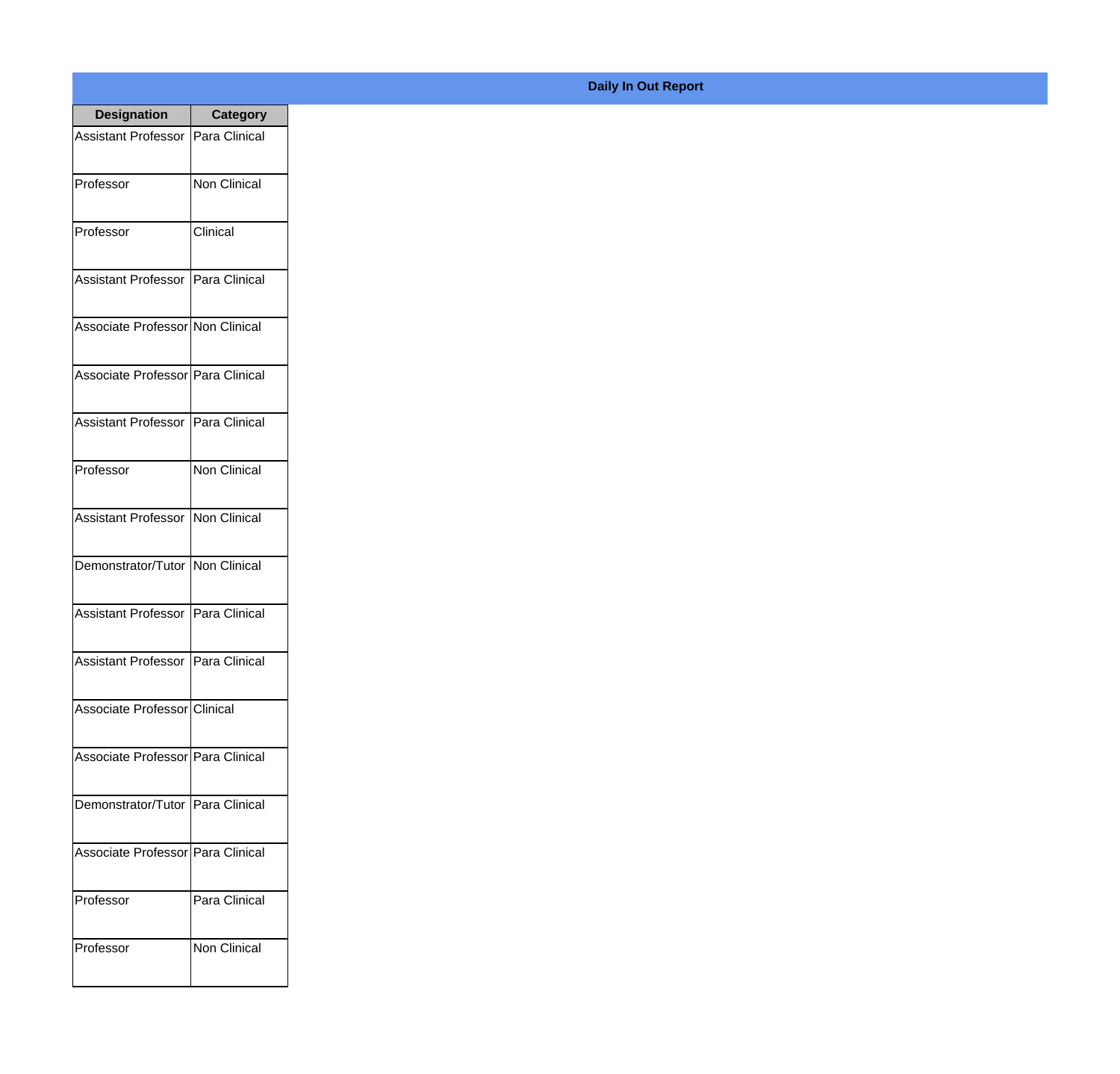**Daily In Out Report**

| Designation | Category |
| --- | --- |
| Assistant Professor | Para Clinical |
| Professor | Non Clinical |
| Professor | Clinical |
| Assistant Professor | Para Clinical |
| Associate Professor | Non Clinical |
| Associate Professor | Para Clinical |
| Assistant Professor | Para Clinical |
| Professor | Non Clinical |
| Assistant Professor | Non Clinical |
| Demonstrator/Tutor | Non Clinical |
| Assistant Professor | Para Clinical |
| Assistant Professor | Para Clinical |
| Associate Professor | Clinical |
| Associate Professor | Para Clinical |
| Demonstrator/Tutor | Para Clinical |
| Associate Professor | Para Clinical |
| Professor | Para Clinical |
| Professor | Non Clinical |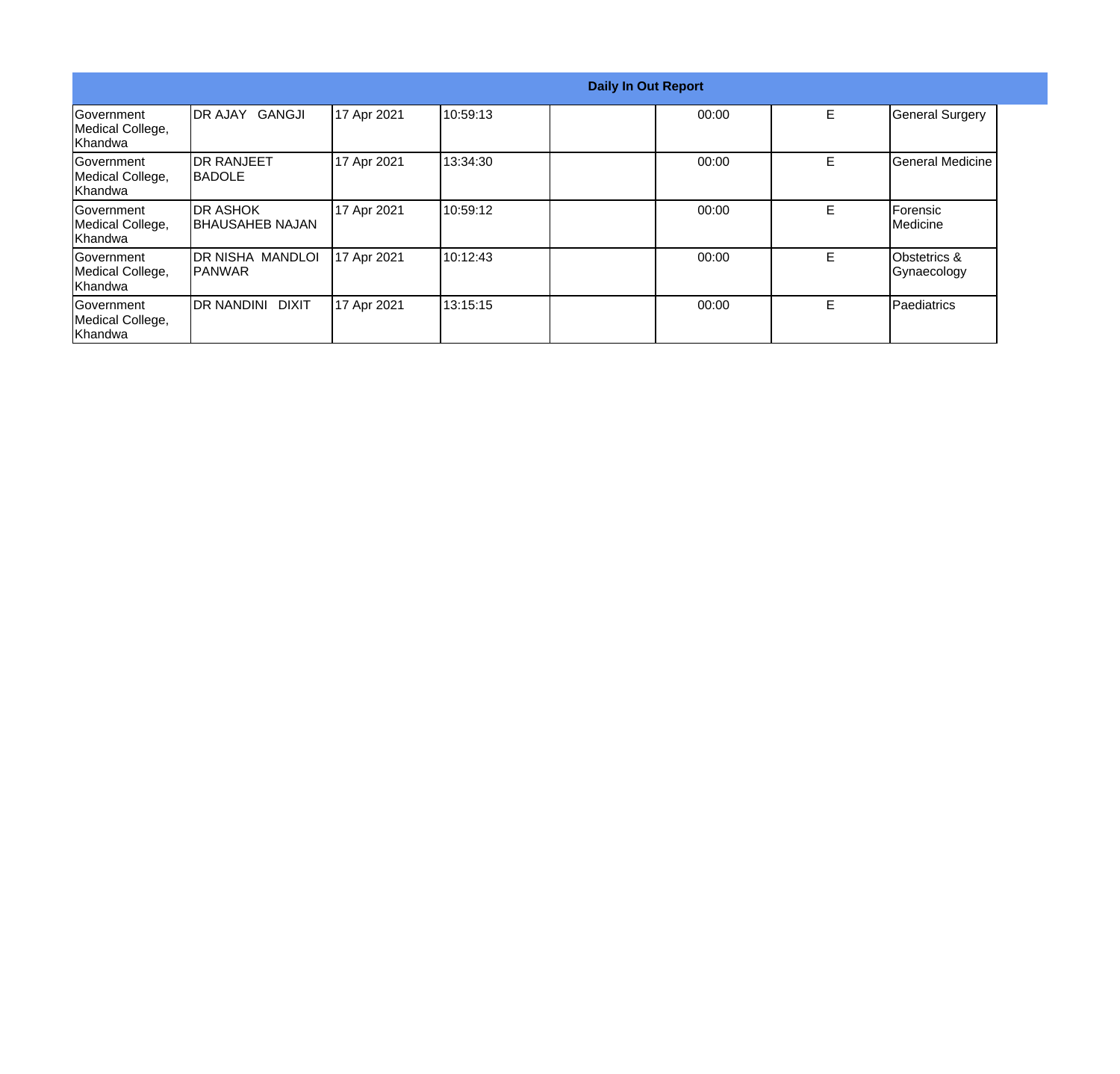| Daily In Out Report | | | | | | | |
|---|---|---|---|---|---|---|---|
| Government Medical College, Khandwa | DR AJAY GANGJI | 17 Apr 2021 | 10:59:13 | | 00:00 | E | General Surgery |
| Government Medical College, Khandwa | DR RANJEET BADOLE | 17 Apr 2021 | 13:34:30 | | 00:00 | E | General Medicine |
| Government Medical College, Khandwa | DR ASHOK BHAUSAHEB NAJAN | 17 Apr 2021 | 10:59:12 | | 00:00 | E | Forensic Medicine |
| Government Medical College, Khandwa | DR NISHA MANDLOI PANWAR | 17 Apr 2021 | 10:12:43 | | 00:00 | E | Obstetrics & Gynaecology |
| Government Medical College, Khandwa | DR NANDINI DIXIT | 17 Apr 2021 | 13:15:15 | | 00:00 | E | Paediatrics |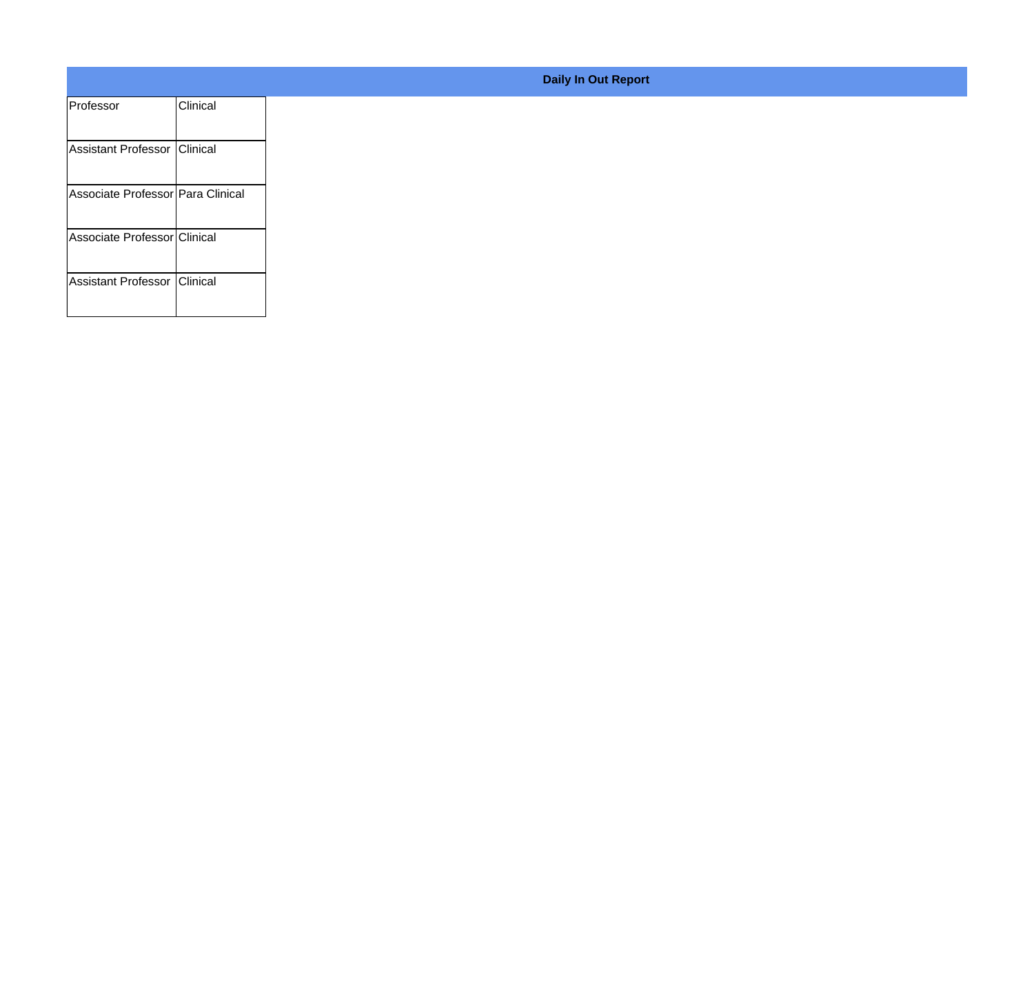**Daily In Out Report**

| | |
|---|---|
| Professor | Clinical |
| Assistant Professor | Clinical |
| Associate Professor | Para Clinical |
| Associate Professor | Clinical |
| Assistant Professor | Clinical |